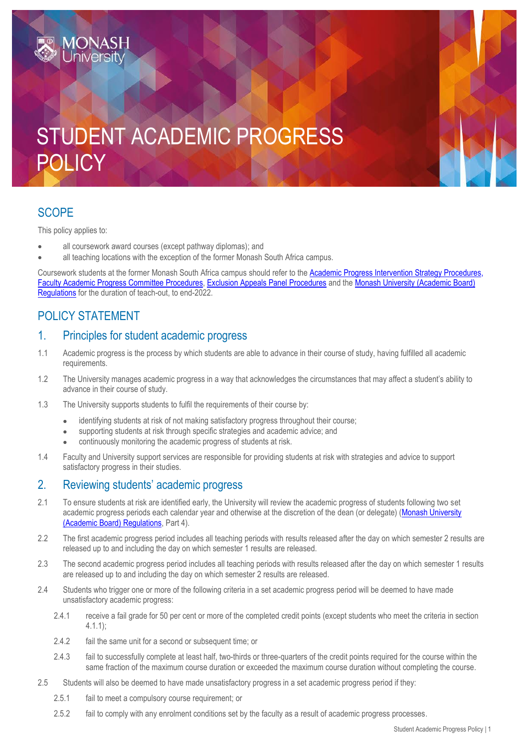# STUDENT ACADEMIC PROGRESS POLICY

## SCOPE

This policy applies to:

- all coursework award courses (except pathway diplomas); and
- all teaching locations with the exception of the former Monash South Africa campus.

Coursework students at the former Monash South Africa campus should refer to the Academic Progress Intervention Strategy Procedures, Faculty Academic Progress Committee Procedures, Exclusion Appeals Panel Procedures and the Monash University (Academic Board) Regulations for the duration of teach-out, to end-2022.

## POLICY STATEMENT

### 1. Principles for student academic progress

1.1 Academic progress is the process by which students are able to advance in their course of study, having fulfilled all academic requirements.

1.2 The University manages academic progress in a way that acknowledges the circumstances that may affect a student's ability to advance in their course of study.

1.3 The University supports students to fulfil the requirements of their course by:

- identifying students at risk of not making satisfactory progress throughout their course;
- supporting students at risk through specific strategies and academic advice; and
- continuously monitoring the academic progress of students at risk.

1.4 Faculty and University support services are responsible for providing students at risk with strategies and advice to support satisfactory progress in their studies.

### 2. Reviewing students' academic progress

2.1 To ensure students at risk are identified early, the University will review the academic progress of students following two set academic progress periods each calendar year and otherwise at the discretion of the dean (or delegate) (Monash University (Academic Board) Regulations, Part 4).

2.2 The first academic progress period includes all teaching periods with results released after the day on which semester 2 results are released up to and including the day on which semester 1 results are released.

2.3 The second academic progress period includes all teaching periods with results released after the day on which semester 1 results are released up to and including the day on which semester 2 results are released.

2.4 Students who trigger one or more of the following criteria in a set academic progress period will be deemed to have made unsatisfactory academic progress:

2.4.1 receive a fail grade for 50 per cent or more of the completed credit points (except students who meet the criteria in section 4.1.1);

2.4.2 fail the same unit for a second or subsequent time; or

2.4.3 fail to successfully complete at least half, two-thirds or three-quarters of the credit points required for the course within the same fraction of the maximum course duration or exceeded the maximum course duration without completing the course.

2.5 Students will also be deemed to have made unsatisfactory progress in a set academic progress period if they:

2.5.1 fail to meet a compulsory course requirement; or

2.5.2 fail to comply with any enrolment conditions set by the faculty as a result of academic progress processes.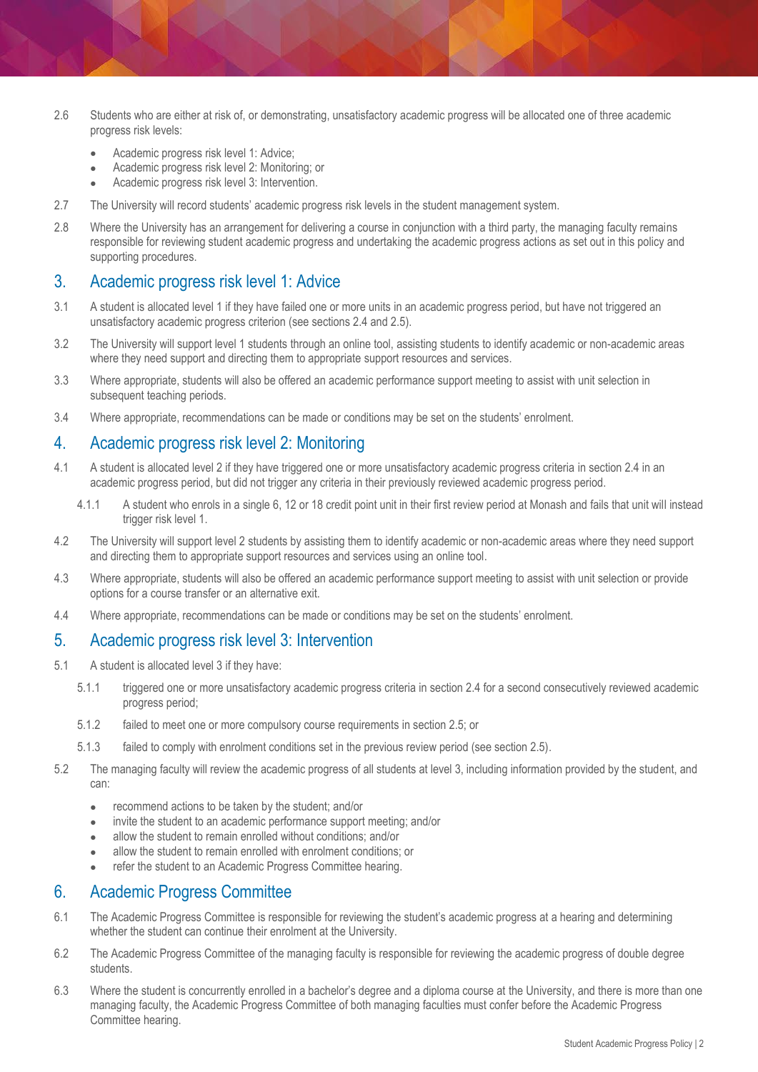2.6 Students who are either at risk of, or demonstrating, unsatisfactory academic progress will be allocated one of three academic progress risk levels:

- Academic progress risk level 1: Advice;
- Academic progress risk level 2: Monitoring; or
- Academic progress risk level 3: Intervention.

2.7 The University will record students' academic progress risk levels in the student management system.

2.8 Where the University has an arrangement for delivering a course in conjunction with a third party, the managing faculty remains responsible for reviewing student academic progress and undertaking the academic progress actions as set out in this policy and supporting procedures.

## 3. Academic progress risk level 1: Advice

3.1 A student is allocated level 1 if they have failed one or more units in an academic progress period, but have not triggered an unsatisfactory academic progress criterion (see sections 2.4 and 2.5).

3.2 The University will support level 1 students through an online tool, assisting students to identify academic or non-academic areas where they need support and directing them to appropriate support resources and services.

3.3 Where appropriate, students will also be offered an academic performance support meeting to assist with unit selection in subsequent teaching periods.

3.4 Where appropriate, recommendations can be made or conditions may be set on the students' enrolment.

## 4. Academic progress risk level 2: Monitoring

4.1 A student is allocated level 2 if they have triggered one or more unsatisfactory academic progress criteria in section 2.4 in an academic progress period, but did not trigger any criteria in their previously reviewed academic progress period.

4.1.1 A student who enrols in a single 6, 12 or 18 credit point unit in their first review period at Monash and fails that unit will instead trigger risk level 1.

4.2 The University will support level 2 students by assisting them to identify academic or non-academic areas where they need support and directing them to appropriate support resources and services using an online tool.

4.3 Where appropriate, students will also be offered an academic performance support meeting to assist with unit selection or provide options for a course transfer or an alternative exit.

4.4 Where appropriate, recommendations can be made or conditions may be set on the students' enrolment.

## 5. Academic progress risk level 3: Intervention

5.1 A student is allocated level 3 if they have:

5.1.1 triggered one or more unsatisfactory academic progress criteria in section 2.4 for a second consecutively reviewed academic progress period;

5.1.2 failed to meet one or more compulsory course requirements in section 2.5; or

5.1.3 failed to comply with enrolment conditions set in the previous review period (see section 2.5).

5.2 The managing faculty will review the academic progress of all students at level 3, including information provided by the student, and can:

- recommend actions to be taken by the student; and/or
- invite the student to an academic performance support meeting; and/or
- allow the student to remain enrolled without conditions; and/or
- allow the student to remain enrolled with enrolment conditions; or
- refer the student to an Academic Progress Committee hearing.

## 6. Academic Progress Committee

6.1 The Academic Progress Committee is responsible for reviewing the student's academic progress at a hearing and determining whether the student can continue their enrolment at the University.

6.2 The Academic Progress Committee of the managing faculty is responsible for reviewing the academic progress of double degree students.

6.3 Where the student is concurrently enrolled in a bachelor's degree and a diploma course at the University, and there is more than one managing faculty, the Academic Progress Committee of both managing faculties must confer before the Academic Progress Committee hearing.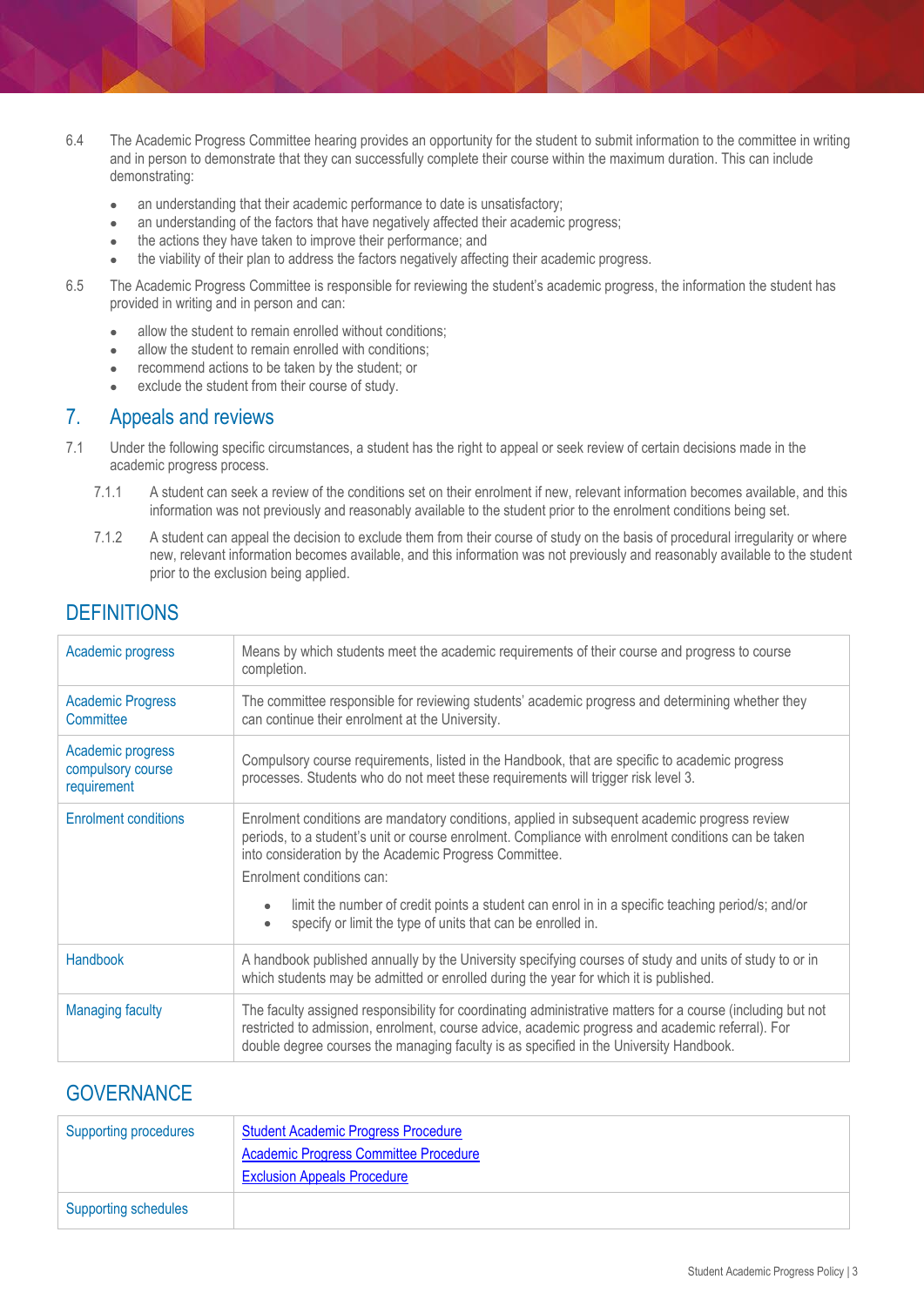6.4 The Academic Progress Committee hearing provides an opportunity for the student to submit information to the committee in writing and in person to demonstrate that they can successfully complete their course within the maximum duration. This can include demonstrating:

- an understanding that their academic performance to date is unsatisfactory;
- an understanding of the factors that have negatively affected their academic progress;
- the actions they have taken to improve their performance; and
- the viability of their plan to address the factors negatively affecting their academic progress.

6.5 The Academic Progress Committee is responsible for reviewing the student's academic progress, the information the student has provided in writing and in person and can:

- allow the student to remain enrolled without conditions;
- allow the student to remain enrolled with conditions;
- recommend actions to be taken by the student; or
- exclude the student from their course of study.

## 7. Appeals and reviews

7.1 Under the following specific circumstances, a student has the right to appeal or seek review of certain decisions made in the academic progress process.

7.1.1 A student can seek a review of the conditions set on their enrolment if new, relevant information becomes available, and this information was not previously and reasonably available to the student prior to the enrolment conditions being set.

7.1.2 A student can appeal the decision to exclude them from their course of study on the basis of procedural irregularity or where new, relevant information becomes available, and this information was not previously and reasonably available to the student prior to the exclusion being applied.

## DEFINITIONS

| | |
|---|---|
| Academic progress | Means by which students meet the academic requirements of their course and progress to course completion. |
| Academic Progress Committee | The committee responsible for reviewing students' academic progress and determining whether they can continue their enrolment at the University. |
| Academic progress compulsory course requirement | Compulsory course requirements, listed in the Handbook, that are specific to academic progress processes. Students who do not meet these requirements will trigger risk level 3. |
| Enrolment conditions | Enrolment conditions are mandatory conditions, applied in subsequent academic progress review periods, to a student's unit or course enrolment. Compliance with enrolment conditions can be taken into consideration by the Academic Progress Committee.<br>Enrolment conditions can:<br>• limit the number of credit points a student can enrol in in a specific teaching period/s; and/or<br>• specify or limit the type of units that can be enrolled in. |
| Handbook | A handbook published annually by the University specifying courses of study and units of study to or in which students may be admitted or enrolled during the year for which it is published. |
| Managing faculty | The faculty assigned responsibility for coordinating administrative matters for a course (including but not restricted to admission, enrolment, course advice, academic progress and academic referral). For double degree courses the managing faculty is as specified in the University Handbook. |

## GOVERNANCE

| | |
|---|---|
| Supporting procedures | Student Academic Progress Procedure<br>Academic Progress Committee Procedure<br>Exclusion Appeals Procedure |
| Supporting schedules | |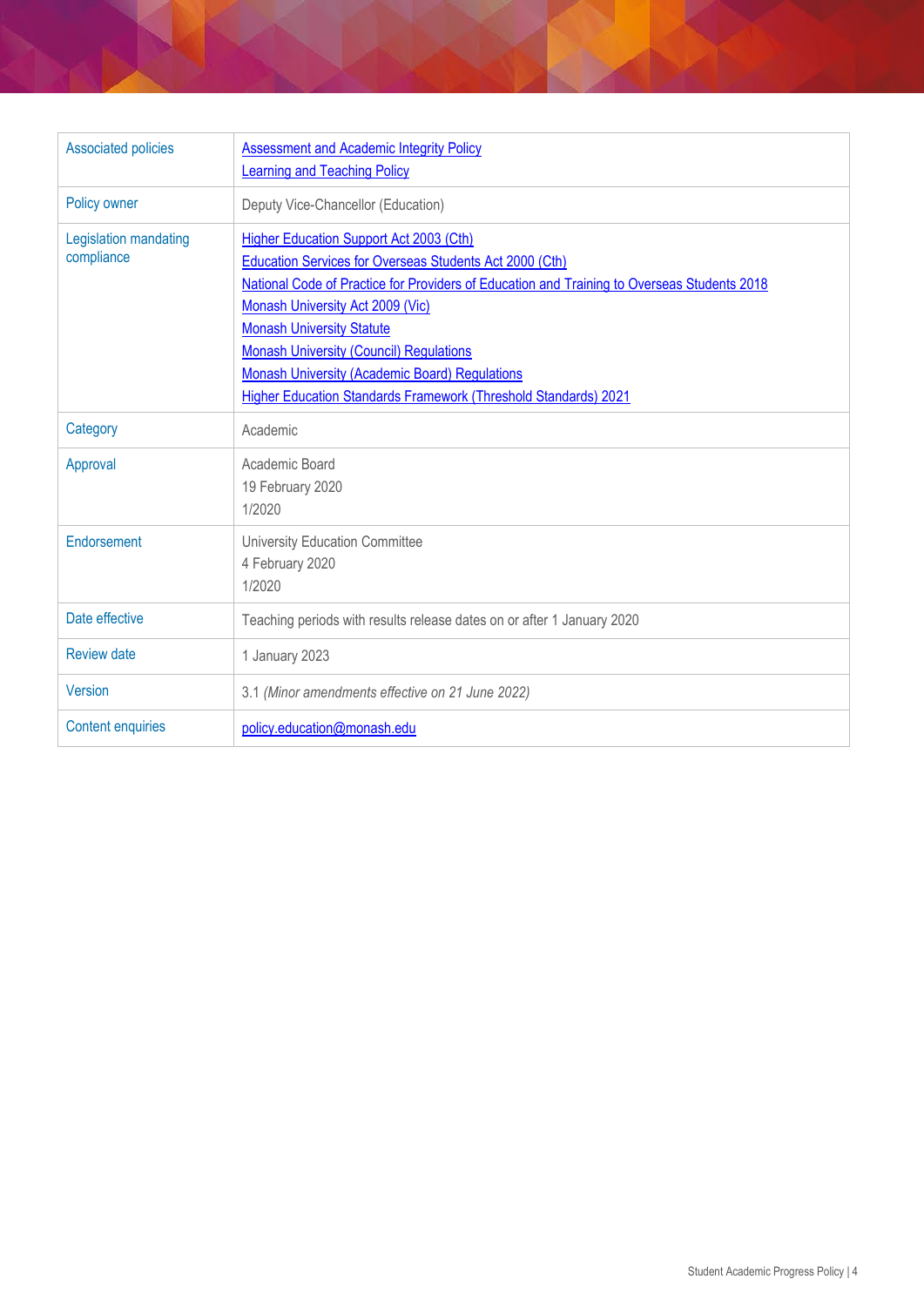| | |
|---|---|
| Associated policies | Assessment and Academic Integrity Policy<br>Learning and Teaching Policy |
| Policy owner | Deputy Vice-Chancellor (Education) |
| Legislation mandating compliance | Higher Education Support Act 2003 (Cth)<br>Education Services for Overseas Students Act 2000 (Cth)<br>National Code of Practice for Providers of Education and Training to Overseas Students 2018<br>Monash University Act 2009 (Vic)<br>Monash University Statute<br>Monash University (Council) Regulations<br>Monash University (Academic Board) Regulations<br>Higher Education Standards Framework (Threshold Standards) 2021 |
| Category | Academic |
| Approval | Academic Board<br>19 February 2020<br>1/2020 |
| Endorsement | University Education Committee<br>4 February 2020<br>1/2020 |
| Date effective | Teaching periods with results release dates on or after 1 January 2020 |
| Review date | 1 January 2023 |
| Version | 3.1 *(Minor amendments effective on 21 June 2022)* |
| Content enquiries | policy.education@monash.edu |